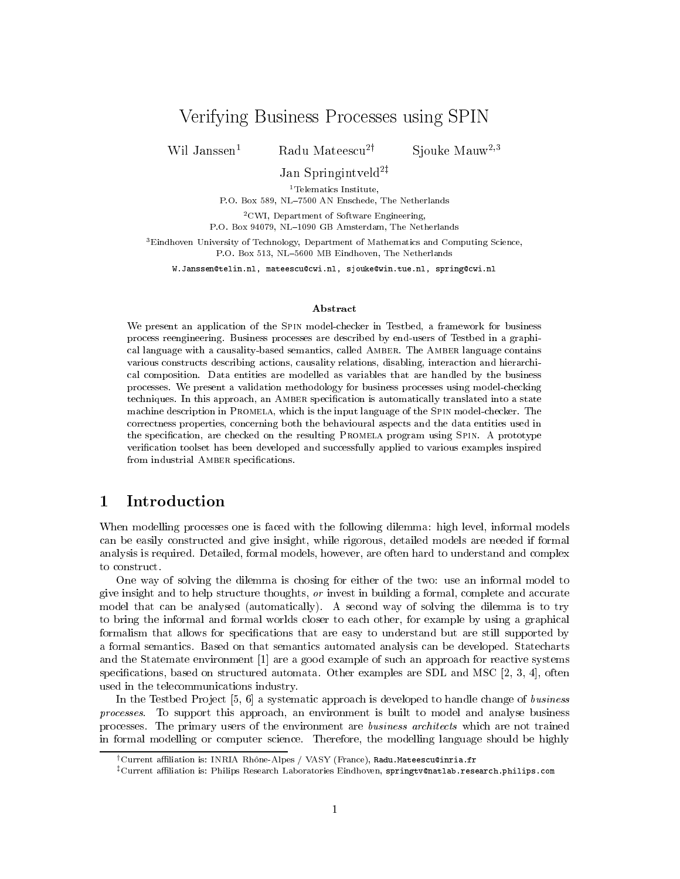# Verifying Business Processes using SPIN

Wil Janssen[1] Radu Mateescu[2†] Sjouke Mauw[2,3]

Jan Springintveld[2‡]

[1]Telematics Institute,
P.O. Box 589, NL–7500 AN Enschede, The Netherlands

[2]CWI, Department of Software Engineering,
P.O. Box 94079, NL–1090 GB Amsterdam, The Netherlands

[3]Eindhoven University of Technology, Department of Mathematics and Computing Science,
P.O. Box 513, NL–5600 MB Eindhoven, The Netherlands

W.Janssen@telin.nl, mateescu@cwi.nl, sjouke@win.tue.nl, spring@cwi.nl

### Abstract

We present an application of the Spin model-checker in Testbed, a framework for business process reengineering. Business processes are described by end-users of Testbed in a graphical language with a causality-based semantics, called Amber. The Amber language contains various constructs describing actions, causality relations, disabling, interaction and hierarchical composition. Data entities are modelled as variables that are handled by the business processes. We present a validation methodology for business processes using model-checking techniques. In this approach, an Amber specification is automatically translated into a state machine description in Promela, which is the input language of the Spin model-checker. The correctness properties, concerning both the behavioural aspects and the data entities used in the specification, are checked on the resulting Promela program using Spin. A prototype verification toolset has been developed and successfully applied to various examples inspired from industrial Amber specifications.

## 1 Introduction

When modelling processes one is faced with the following dilemma: high level, informal models can be easily constructed and give insight, while rigorous, detailed models are needed if formal analysis is required. Detailed, formal models, however, are often hard to understand and complex to construct.

One way of solving the dilemma is chosing for either of the two: use an informal model to give insight and to help structure thoughts, *or* invest in building a formal, complete and accurate model that can be analysed (automatically). A second way of solving the dilemma is to try to bring the informal and formal worlds closer to each other, for example by using a graphical formalism that allows for specifications that are easy to understand but are still supported by a formal semantics. Based on that semantics automated analysis can be developed. Statecharts and the Statemate environment [1] are a good example of such an approach for reactive systems specifications, based on structured automata. Other examples are SDL and MSC [2, 3, 4], often used in the telecommunications industry.

In the Testbed Project [5, 6] a systematic approach is developed to handle change of *business processes*. To support this approach, an environment is built to model and analyse business processes. The primary users of the environment are *business architects* which are not trained in formal modelling or computer science. Therefore, the modelling language should be highly

†Current affiliation is: INRIA Rhône-Alpes / VASY (France), Radu.Mateescu@inria.fr

‡Current affiliation is: Philips Research Laboratories Eindhoven, springtv@natlab.research.philips.com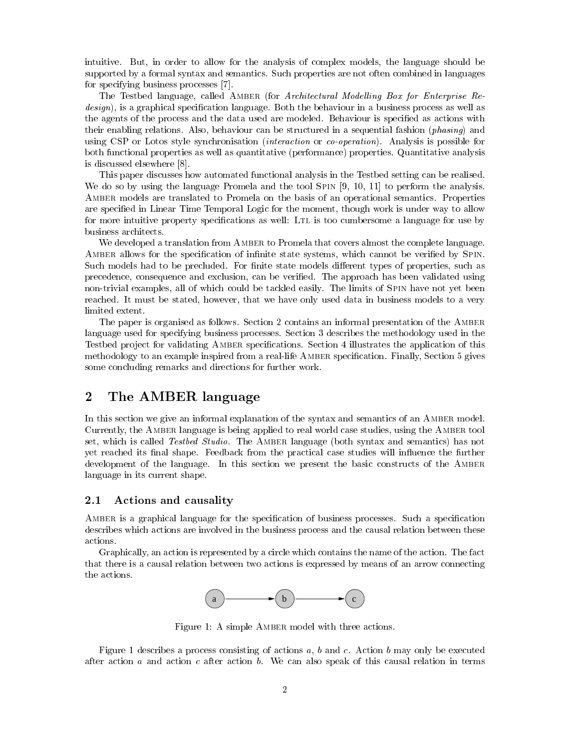intuitive. But, in order to allow for the analysis of complex models, the language should be supported by a formal syntax and semantics. Such properties are not often combined in languages for specifying business processes [7].

The Testbed language, called AMBER (for *Architectural Modelling Box for Enterprise Redesign*), is a graphical specification language. Both the behaviour in a business process as well as the agents of the process and the data used are modeled. Behaviour is specified as actions with their enabling relations. Also, behaviour can be structured in a sequential fashion (*phasing*) and using CSP or Lotos style synchronisation (*interaction* or *co-operation*). Analysis is possible for both functional properties as well as quantitative (performance) properties. Quantitative analysis is discussed elsewhere [8].

This paper discusses how automated functional analysis in the Testbed setting can be realised. We do so by using the language Promela and the tool SPIN [9, 10, 11] to perform the analysis. AMBER models are translated to Promela on the basis of an operational semantics. Properties are specified in Linear Time Temporal Logic for the moment, though work is under way to allow for more intuitive property specifications as well: LTL is too cumbersome a language for use by business architects.

We developed a translation from AMBER to Promela that covers almost the complete language. AMBER allows for the specification of infinite state systems, which cannot be verified by SPIN. Such models had to be precluded. For finite state models different types of properties, such as precedence, consequence and exclusion, can be verified. The approach has been validated using non-trivial examples, all of which could be tackled easily. The limits of SPIN have not yet been reached. It must be stated, however, that we have only used data in business models to a very limited extent.

The paper is organised as follows. Section 2 contains an informal presentation of the AMBER language used for specifying business processes. Section 3 describes the methodology used in the Testbed project for validating AMBER specifications. Section 4 illustrates the application of this methodology to an example inspired from a real-life AMBER specification. Finally, Section 5 gives some concluding remarks and directions for further work.

## 2 The AMBER language

In this section we give an informal explanation of the syntax and semantics of an AMBER model. Currently, the AMBER language is being applied to real world case studies, using the AMBER tool set, which is called *Testbed Studio*. The AMBER language (both syntax and semantics) has not yet reached its final shape. Feedback from the practical case studies will influence the further development of the language. In this section we present the basic constructs of the AMBER language in its current shape.

### 2.1 Actions and causality

AMBER is a graphical language for the specification of business processes. Such a specification describes which actions are involved in the business process and the causal relation between these actions.

Graphically, an action is represented by a circle which contains the name of the action. The fact that there is a causal relation between two actions is expressed by means of an arrow connecting the actions.

Figure 1: A simple AMBER model with three actions.

Figure 1 describes a process consisting of actions $a$, $b$ and $c$. Action $b$ may only be executed after action $a$ and action $c$ after action $b$. We can also speak of this causal relation in terms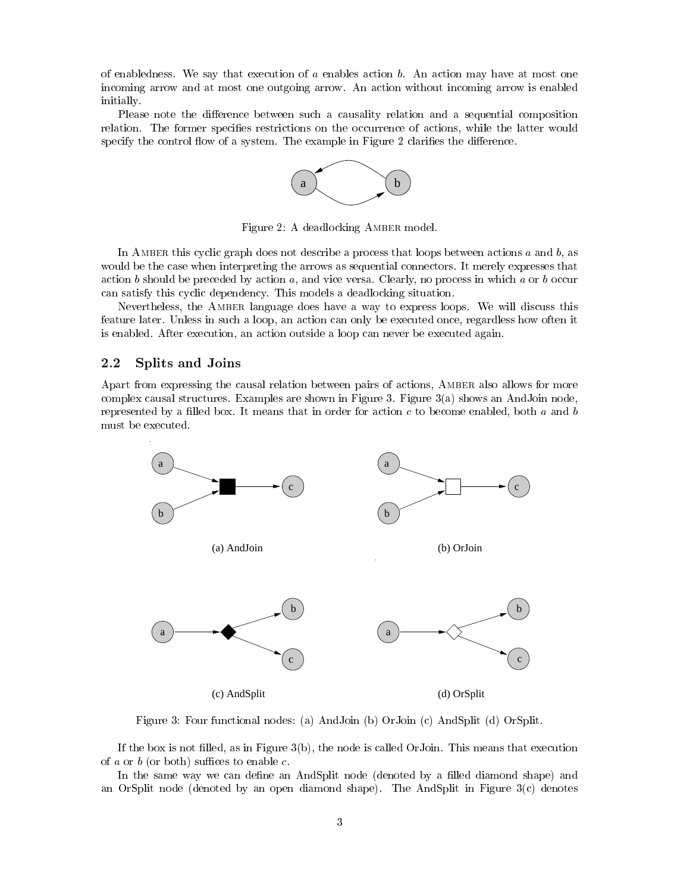of enabledness. We say that execution of $a$ enables action $b$. An action may have at most one incoming arrow and at most one outgoing arrow. An action without incoming arrow is enabled initially.

Please note the difference between such a causality relation and a sequential composition relation. The former specifies restrictions on the occurrence of actions, while the latter would specify the control flow of a system. The example in Figure 2 clarifies the difference.

Figure 2: A deadlocking AMBER model.

In AMBER this cyclic graph does not describe a process that loops between actions $a$ and $b$, as would be the case when interpreting the arrows as sequential connectors. It merely expresses that action $b$ should be preceded by action $a$, and vice versa. Clearly, no process in which $a$ or $b$ occur can satisfy this cyclic dependency. This models a deadlocking situation.

Nevertheless, the AMBER language does have a way to express loops. We will discuss this feature later. Unless in such a loop, an action can only be executed once, regardless how often it is enabled. After execution, an action outside a loop can never be executed again.

## 2.2 Splits and Joins

Apart from expressing the causal relation between pairs of actions, AMBER also allows for more complex causal structures. Examples are shown in Figure 3. Figure 3(a) shows an AndJoin node, represented by a filled box. It means that in order for action $c$ to become enabled, both $a$ and $b$ must be executed.

(a) AndJoin

(b) OrJoin

(c) AndSplit

(d) OrSplit

Figure 3: Four functional nodes: (a) AndJoin (b) OrJoin (c) AndSplit (d) OrSplit.

If the box is not filled, as in Figure 3(b), the node is called OrJoin. This means that execution of $a$ or $b$ (or both) suffices to enable $c$.

In the same way we can define an AndSplit node (denoted by a filled diamond shape) and an OrSplit node (denoted by an open diamond shape). The AndSplit in Figure 3(c) denotes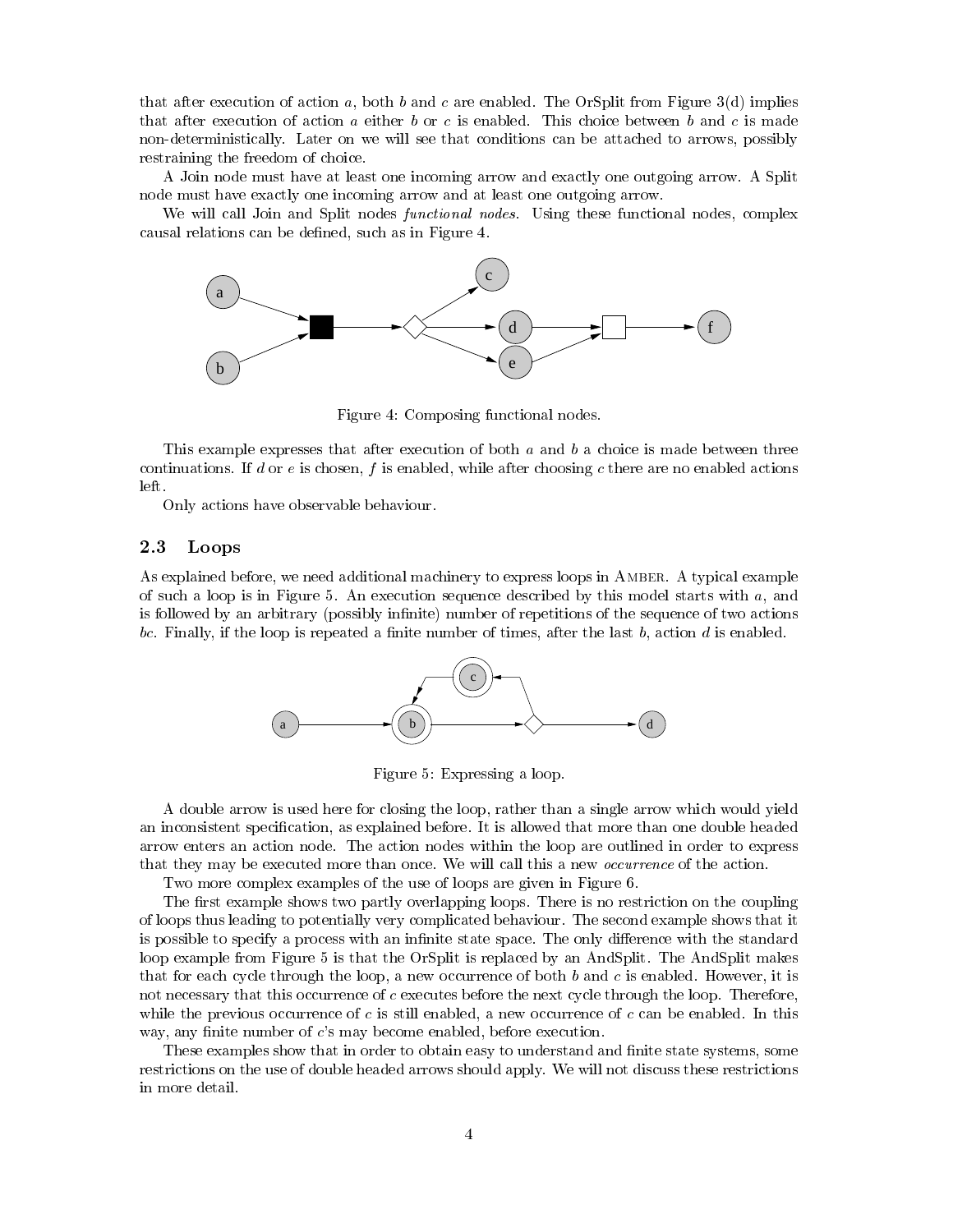that after execution of action $a$, both $b$ and $c$ are enabled. The OrSplit from Figure 3(d) implies that after execution of action $a$ either $b$ or $c$ is enabled. This choice between $b$ and $c$ is made non-deterministically. Later on we will see that conditions can be attached to arrows, possibly restraining the freedom of choice.

A Join node must have at least one incoming arrow and exactly one outgoing arrow. A Split node must have exactly one incoming arrow and at least one outgoing arrow.

We will call Join and Split nodes *functional nodes*. Using these functional nodes, complex causal relations can be defined, such as in Figure 4.

Figure 4: Composing functional nodes.

This example expresses that after execution of both $a$ and $b$ a choice is made between three continuations. If $d$ or $e$ is chosen, $f$ is enabled, while after choosing $c$ there are no enabled actions left.

Only actions have observable behaviour.

### 2.3 Loops

As explained before, we need additional machinery to express loops in Amber. A typical example of such a loop is in Figure 5. An execution sequence described by this model starts with $a$, and is followed by an arbitrary (possibly infinite) number of repetitions of the sequence of two actions $bc$. Finally, if the loop is repeated a finite number of times, after the last $b$, action $d$ is enabled.

Figure 5: Expressing a loop.

A double arrow is used here for closing the loop, rather than a single arrow which would yield an inconsistent specification, as explained before. It is allowed that more than one double headed arrow enters an action node. The action nodes within the loop are outlined in order to express that they may be executed more than once. We will call this a new *occurrence* of the action.

Two more complex examples of the use of loops are given in Figure 6.

The first example shows two partly overlapping loops. There is no restriction on the coupling of loops thus leading to potentially very complicated behaviour. The second example shows that it is possible to specify a process with an infinite state space. The only difference with the standard loop example from Figure 5 is that the OrSplit is replaced by an AndSplit. The AndSplit makes that for each cycle through the loop, a new occurrence of both $b$ and $c$ is enabled. However, it is not necessary that this occurrence of $c$ executes before the next cycle through the loop. Therefore, while the previous occurrence of $c$ is still enabled, a new occurrence of $c$ can be enabled. In this way, any finite number of $c$'s may become enabled, before execution.

These examples show that in order to obtain easy to understand and finite state systems, some restrictions on the use of double headed arrows should apply. We will not discuss these restrictions in more detail.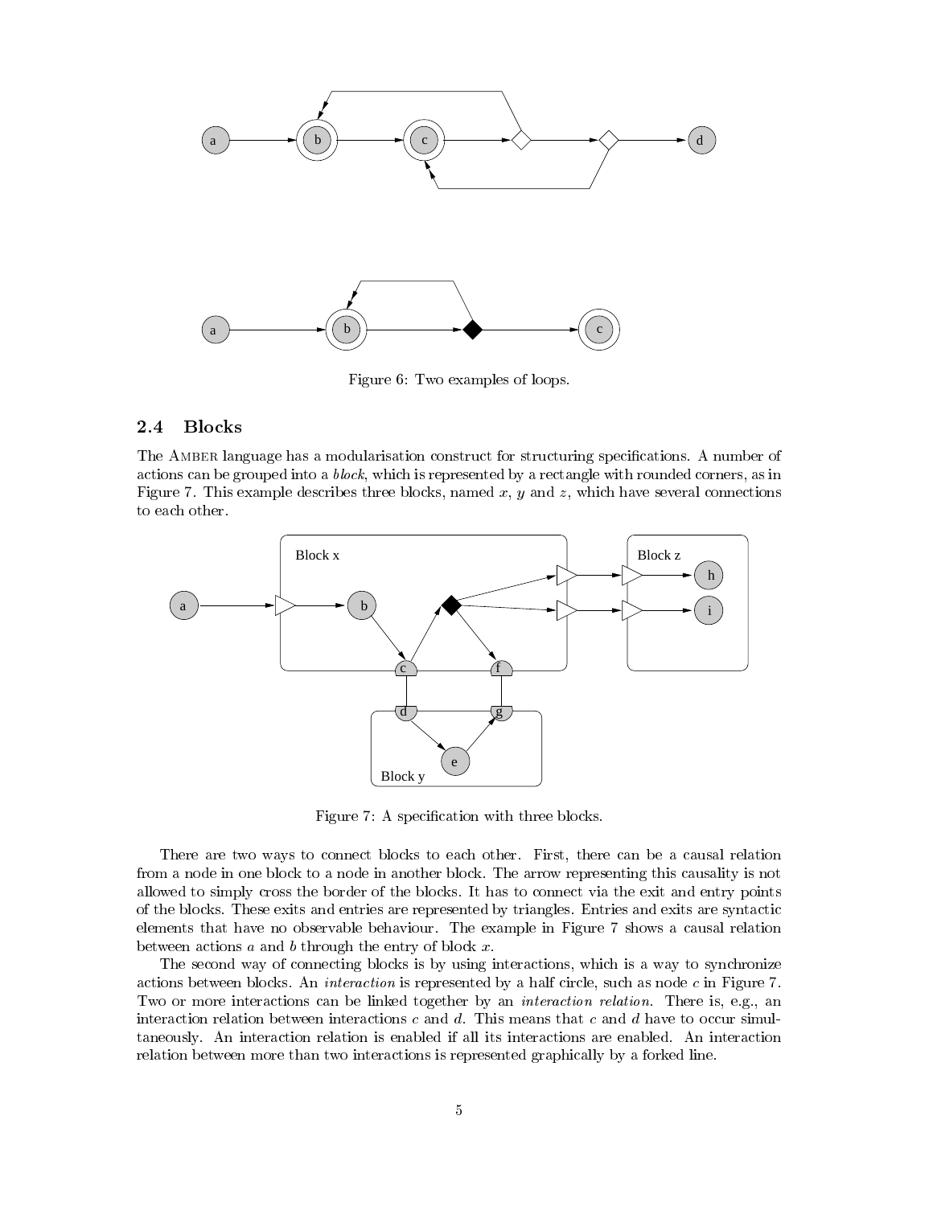Figure 6: Two examples of loops.

### 2.4 Blocks

The AMBER language has a modularisation construct for structuring specifications. A number of actions can be grouped into a *block*, which is represented by a rectangle with rounded corners, as in Figure 7. This example describes three blocks, named $x$, $y$ and $z$, which have several connections to each other.

Figure 7: A specification with three blocks.

There are two ways to connect blocks to each other. First, there can be a causal relation from a node in one block to a node in another block. The arrow representing this causality is not allowed to simply cross the border of the blocks. It has to connect via the exit and entry points of the blocks. These exits and entries are represented by triangles. Entries and exits are syntactic elements that have no observable behaviour. The example in Figure 7 shows a causal relation between actions $a$ and $b$ through the entry of block $x$.

The second way of connecting blocks is by using interactions, which is a way to synchronize actions between blocks. An *interaction* is represented by a half circle, such as node $c$ in Figure 7. Two or more interactions can be linked together by an *interaction relation*. There is, e.g., an interaction relation between interactions $c$ and $d$. This means that $c$ and $d$ have to occur simultaneously. An interaction relation is enabled if all its interactions are enabled. An interaction relation between more than two interactions is represented graphically by a forked line.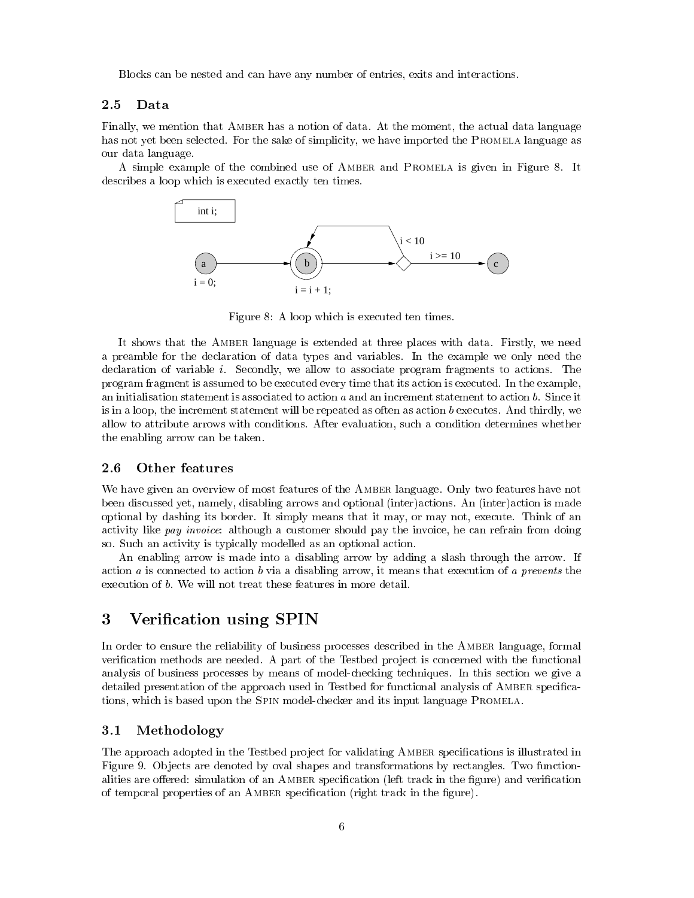Blocks can be nested and can have any number of entries, exits and interactions.

### 2.5 Data

Finally, we mention that Amber has a notion of data. At the moment, the actual data language has not yet been selected. For the sake of simplicity, we have imported the Promela language as our data language.

A simple example of the combined use of Amber and Promela is given in Figure 8. It describes a loop which is executed exactly ten times.

Figure 8: A loop which is executed ten times.

It shows that the Amber language is extended at three places with data. Firstly, we need a preamble for the declaration of data types and variables. In the example we only need the declaration of variable $i$. Secondly, we allow to associate program fragments to actions. The program fragment is assumed to be executed every time that its action is executed. In the example, an initialisation statement is associated to action $a$ and an increment statement to action $b$. Since it is in a loop, the increment statement will be repeated as often as action $b$ executes. And thirdly, we allow to attribute arrows with conditions. After evaluation, such a condition determines whether the enabling arrow can be taken.

### 2.6 Other features

We have given an overview of most features of the Amber language. Only two features have not been discussed yet, namely, disabling arrows and optional (inter)actions. An (inter)action is made optional by dashing its border. It simply means that it may, or may not, execute. Think of an activity like *pay invoice*: although a customer should pay the invoice, he can refrain from doing so. Such an activity is typically modelled as an optional action.

An enabling arrow is made into a disabling arrow by adding a slash through the arrow. If action $a$ is connected to action $b$ via a disabling arrow, it means that execution of $a$ *prevents* the execution of $b$. We will not treat these features in more detail.

## 3 Verification using SPIN

In order to ensure the reliability of business processes described in the Amber language, formal verification methods are needed. A part of the Testbed project is concerned with the functional analysis of business processes by means of model-checking techniques. In this section we give a detailed presentation of the approach used in Testbed for functional analysis of Amber specifications, which is based upon the Spin model-checker and its input language Promela.

### 3.1 Methodology

The approach adopted in the Testbed project for validating Amber specifications is illustrated in Figure 9. Objects are denoted by oval shapes and transformations by rectangles. Two functionalities are offered: simulation of an Amber specification (left track in the figure) and verification of temporal properties of an Amber specification (right track in the figure).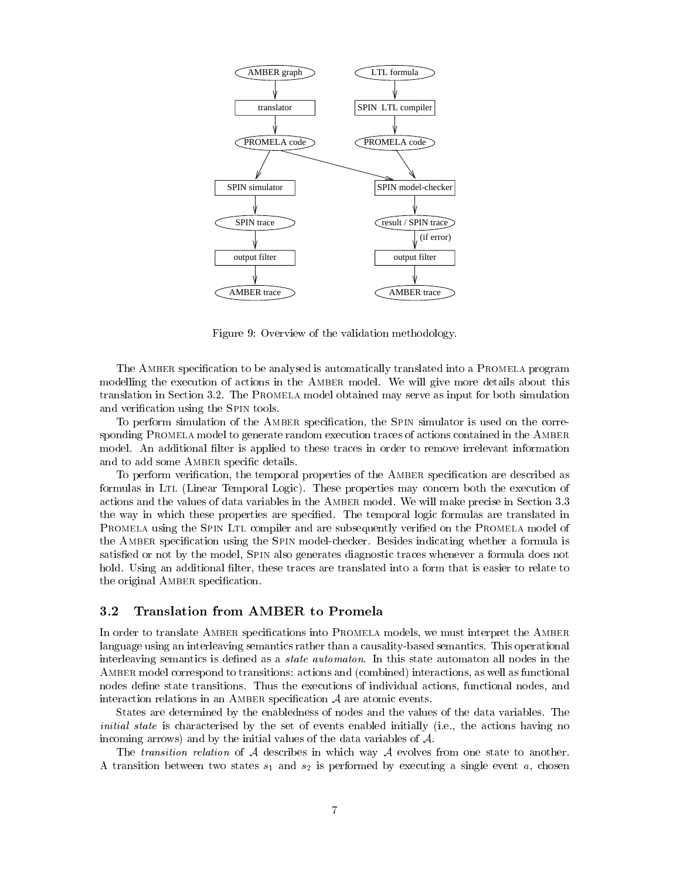Figure 9: Overview of the validation methodology.

The AMBER specification to be analysed is automatically translated into a PROMELA program modelling the execution of actions in the AMBER model. We will give more details about this translation in Section 3.2. The PROMELA model obtained may serve as input for both simulation and verification using the SPIN tools.

To perform simulation of the AMBER specification, the SPIN simulator is used on the corresponding PROMELA model to generate random execution traces of actions contained in the AMBER model. An additional filter is applied to these traces in order to remove irrelevant information and to add some AMBER specific details.

To perform verification, the temporal properties of the AMBER specification are described as formulas in LTL (Linear Temporal Logic). These properties may concern both the execution of actions and the values of data variables in the AMBER model. We will make precise in Section 3.3 the way in which these properties are specified. The temporal logic formulas are translated in PROMELA using the SPIN LTL compiler and are subsequently verified on the PROMELA model of the AMBER specification using the SPIN model-checker. Besides indicating whether a formula is satisfied or not by the model, SPIN also generates diagnostic traces whenever a formula does not hold. Using an additional filter, these traces are translated into a form that is easier to relate to the original AMBER specification.

## 3.2 Translation from AMBER to Promela

In order to translate AMBER specifications into PROMELA models, we must interpret the AMBER language using an interleaving semantics rather than a causality-based semantics. This operational interleaving semantics is defined as a *state automaton*. In this state automaton all nodes in the AMBER model correspond to transitions: actions and (combined) interactions, as well as functional nodes define state transitions. Thus the executions of individual actions, functional nodes, and interaction relations in an AMBER specification $\mathcal{A}$ are atomic events.

States are determined by the enabledness of nodes and the values of the data variables. The *initial state* is characterised by the set of events enabled initially (i.e., the actions having no incoming arrows) and by the initial values of the data variables of $\mathcal{A}$.

The *transition relation* of $\mathcal{A}$ describes in which way $\mathcal{A}$ evolves from one state to another. A transition between two states $s_1$ and $s_2$ is performed by executing a single event $a$, chosen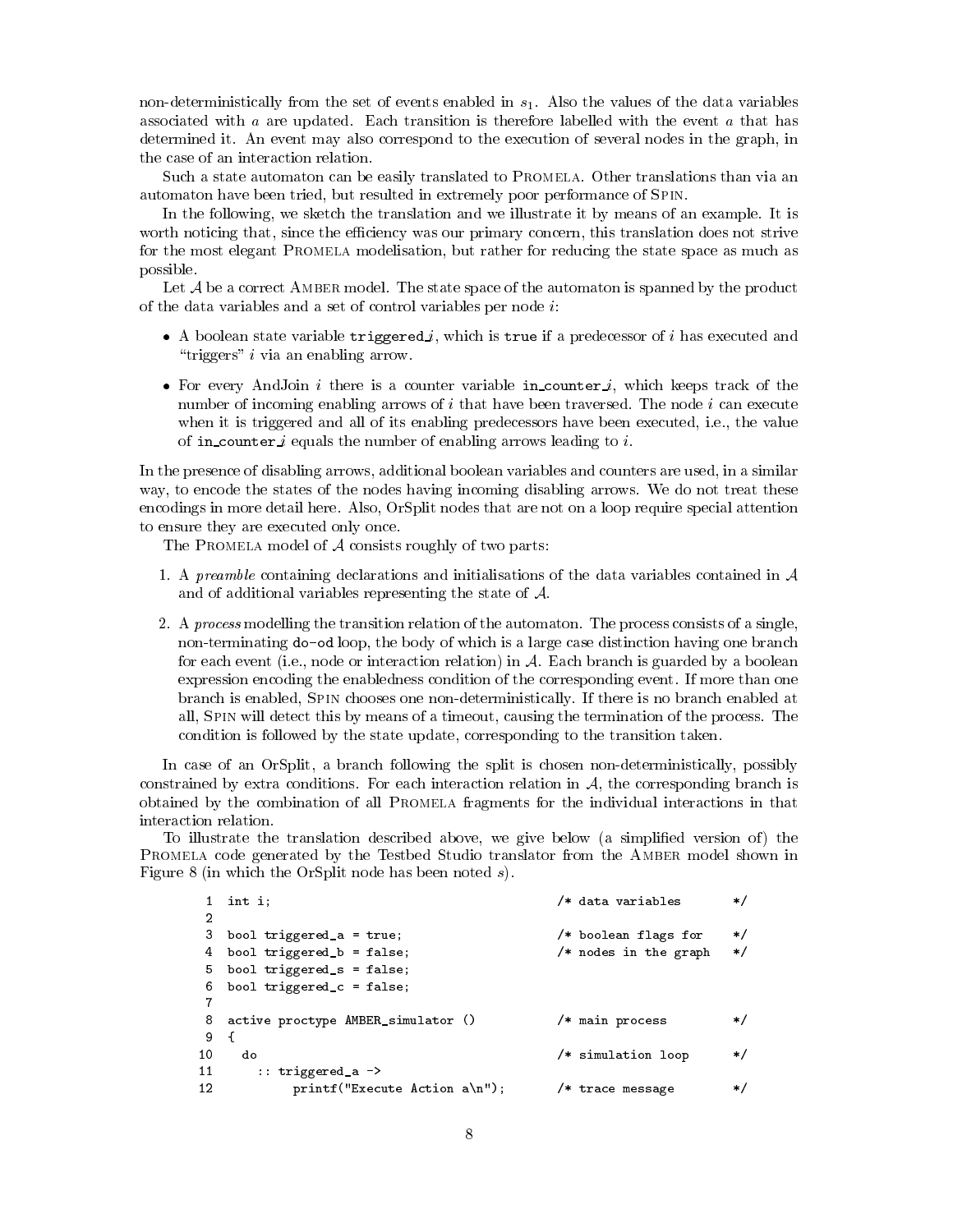non-deterministically from the set of events enabled in $s_1$. Also the values of the data variables associated with $a$ are updated. Each transition is therefore labelled with the event $a$ that has determined it. An event may also correspond to the execution of several nodes in the graph, in the case of an interaction relation.

Such a state automaton can be easily translated to Promela. Other translations than via an automaton have been tried, but resulted in extremely poor performance of Spin.

In the following, we sketch the translation and we illustrate it by means of an example. It is worth noticing that, since the efficiency was our primary concern, this translation does not strive for the most elegant Promela modelisation, but rather for reducing the state space as much as possible.

Let $\mathcal{A}$ be a correct Amber model. The state space of the automaton is spanned by the product of the data variables and a set of control variables per node $i$:

- A boolean state variable `triggered_i`, which is `true` if a predecessor of $i$ has executed and "triggers" $i$ via an enabling arrow.
- For every AndJoin $i$ there is a counter variable `in_counter_i`, which keeps track of the number of incoming enabling arrows of $i$ that have been traversed. The node $i$ can execute when it is triggered and all of its enabling predecessors have been executed, i.e., the value of `in_counter_i` equals the number of enabling arrows leading to $i$.

In the presence of disabling arrows, additional boolean variables and counters are used, in a similar way, to encode the states of the nodes having incoming disabling arrows. We do not treat these encodings in more detail here. Also, OrSplit nodes that are not on a loop require special attention to ensure they are executed only once.

The Promela model of $\mathcal{A}$ consists roughly of two parts:

1. A *preamble* containing declarations and initialisations of the data variables contained in $\mathcal{A}$ and of additional variables representing the state of $\mathcal{A}$.
2. A *process* modelling the transition relation of the automaton. The process consists of a single, non-terminating `do-od` loop, the body of which is a large case distinction having one branch for each event (i.e., node or interaction relation) in $\mathcal{A}$. Each branch is guarded by a boolean expression encoding the enabledness condition of the corresponding event. If more than one branch is enabled, Spin chooses one non-deterministically. If there is no branch enabled at all, Spin will detect this by means of a timeout, causing the termination of the process. The condition is followed by the state update, corresponding to the transition taken.

In case of an OrSplit, a branch following the split is chosen non-deterministically, possibly constrained by extra conditions. For each interaction relation in $\mathcal{A}$, the corresponding branch is obtained by the combination of all Promela fragments for the individual interactions in that interaction relation.

To illustrate the translation described above, we give below (a simplified version of) the Promela code generated by the Testbed Studio translator from the Amber model shown in Figure 8 (in which the OrSplit node has been noted $s$).

```
 1  int i;                                      /* data variables       */
 2
 3  bool triggered_a = true;                    /* boolean flags for    */
 4  bool triggered_b = false;                   /* nodes in the graph   */
 5  bool triggered_s = false;
 6  bool triggered_c = false;
 7
 8  active proctype AMBER_simulator ()          /* main process         */
 9  {
10    do                                        /* simulation loop      */
11      :: triggered_a ->
12           printf("Execute Action a\n");      /* trace message        */
```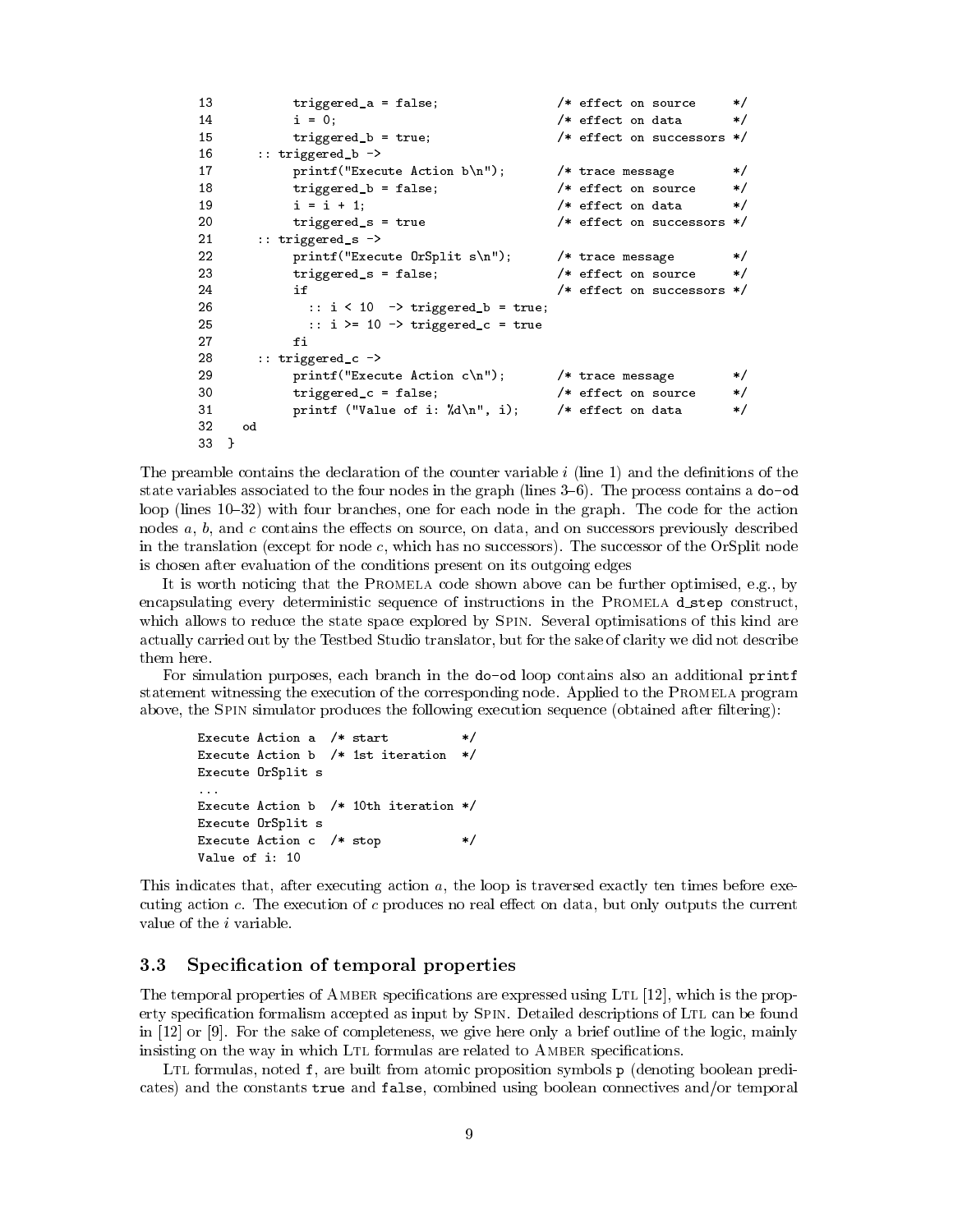```
13          triggered_a = false;                /* effect on source     */
14          i = 0;                              /* effect on data       */
15          triggered_b = true;                 /* effect on successors */
16      :: triggered_b ->
17          printf("Execute Action b\n");       /* trace message        */
18          triggered_b = false;                /* effect on source     */
19          i = i + 1;                          /* effect on data       */
20          triggered_s = true                  /* effect on successors */
21      :: triggered_s ->
22          printf("Execute OrSplit s\n");      /* trace message        */
23          triggered_s = false;                /* effect on source     */
24          if                                  /* effect on successors */
26            :: i < 10  -> triggered_b = true;
25            :: i >= 10 -> triggered_c = true
27          fi
28      :: triggered_c ->
29          printf("Execute Action c\n");       /* trace message        */
30          triggered_c = false;                /* effect on source     */
31          printf ("Value of i: %d\n", i);     /* effect on data       */
32    od
33  }
```

The preamble contains the declaration of the counter variable $i$ (line 1) and the definitions of the state variables associated to the four nodes in the graph (lines 3–6). The process contains a `do-od` loop (lines 10–32) with four branches, one for each node in the graph. The code for the action nodes $a$, $b$, and $c$ contains the effects on source, on data, and on successors previously described in the translation (except for node $c$, which has no successors). The successor of the OrSplit node is chosen after evaluation of the conditions present on its outgoing edges

It is worth noticing that the Promela code shown above can be further optimised, e.g., by encapsulating every deterministic sequence of instructions in the Promela `d_step` construct, which allows to reduce the state space explored by Spin. Several optimisations of this kind are actually carried out by the Testbed Studio translator, but for the sake of clarity we did not describe them here.

For simulation purposes, each branch in the `do-od` loop contains also an additional `printf` statement witnessing the execution of the corresponding node. Applied to the Promela program above, the Spin simulator produces the following execution sequence (obtained after filtering):

```
Execute Action a  /* start          */
Execute Action b  /* 1st iteration  */
Execute OrSplit s
...
Execute Action b  /* 10th iteration */
Execute OrSplit s
Execute Action c  /* stop           */
Value of i: 10
```

This indicates that, after executing action $a$, the loop is traversed exactly ten times before executing action $c$. The execution of $c$ produces no real effect on data, but only outputs the current value of the $i$ variable.

### 3.3 Specification of temporal properties

The temporal properties of Amber specifications are expressed using Ltl [12], which is the property specification formalism accepted as input by Spin. Detailed descriptions of Ltl can be found in [12] or [9]. For the sake of completeness, we give here only a brief outline of the logic, mainly insisting on the way in which Ltl formulas are related to Amber specifications.

Ltl formulas, noted `f`, are built from atomic proposition symbols `p` (denoting boolean predicates) and the constants `true` and `false`, combined using boolean connectives and/or temporal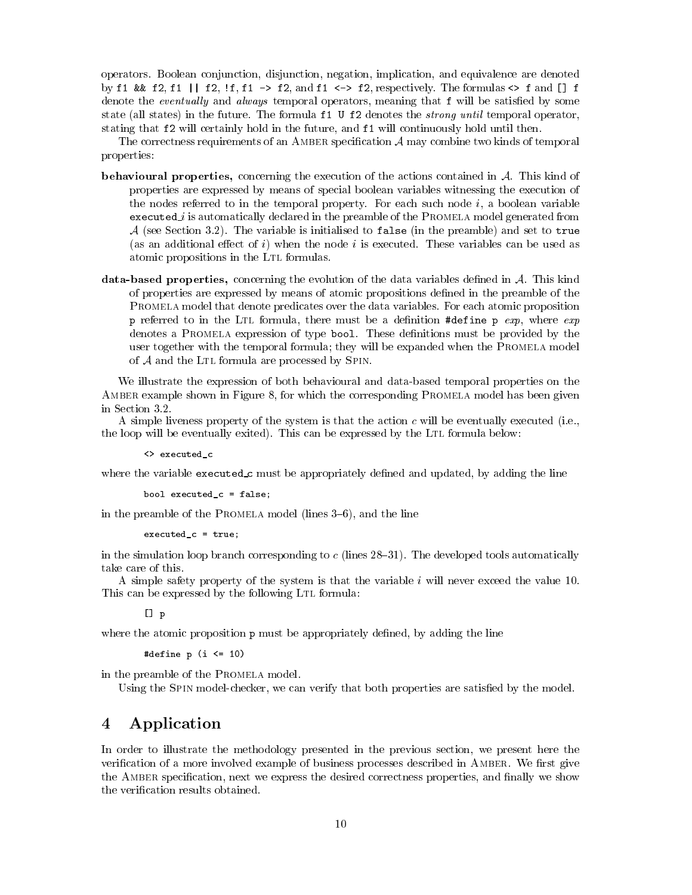operators. Boolean conjunction, disjunction, negation, implication, and equivalence are denoted by `f1 && f2`, `f1 || f2`, `!f`, `f1 -> f2`, and `f1 <-> f2`, respectively. The formulas `<> f` and `[] f` denote the *eventually* and *always* temporal operators, meaning that `f` will be satisfied by some state (all states) in the future. The formula `f1 U f2` denotes the *strong until* temporal operator, stating that `f2` will certainly hold in the future, and `f1` will continuously hold until then.

The correctness requirements of an Amber specification $\mathcal{A}$ may combine two kinds of temporal properties:

**behavioural properties,** concerning the execution of the actions contained in $\mathcal{A}$. This kind of properties are expressed by means of special boolean variables witnessing the execution of the nodes referred to in the temporal property. For each such node $i$, a boolean variable `executed_`$i$ is automatically declared in the preamble of the Promela model generated from $\mathcal{A}$ (see Section 3.2). The variable is initialised to `false` (in the preamble) and set to `true` (as an additional effect of $i$) when the node $i$ is executed. These variables can be used as atomic propositions in the Ltl formulas.

**data-based properties,** concerning the evolution of the data variables defined in $\mathcal{A}$. This kind of properties are expressed by means of atomic propositions defined in the preamble of the Promela model that denote predicates over the data variables. For each atomic proposition `p` referred to in the Ltl formula, there must be a definition `#define p` *exp*, where *exp* denotes a Promela expression of type `bool`. These definitions must be provided by the user together with the temporal formula; they will be expanded when the Promela model of $\mathcal{A}$ and the Ltl formula are processed by Spin.

We illustrate the expression of both behavioural and data-based temporal properties on the Amber example shown in Figure 8, for which the corresponding Promela model has been given in Section 3.2.

A simple liveness property of the system is that the action $c$ will be eventually executed (i.e., the loop will be eventually exited). This can be expressed by the Ltl formula below:

```
<> executed_c
```

where the variable `executed_c` must be appropriately defined and updated, by adding the line

```
bool executed_c = false;
```

in the preamble of the Promela model (lines 3–6), and the line

```
executed_c = true;
```

in the simulation loop branch corresponding to $c$ (lines 28–31). The developed tools automatically take care of this.

A simple safety property of the system is that the variable $i$ will never exceed the value 10. This can be expressed by the following Ltl formula:

```
[] p
```

where the atomic proposition `p` must be appropriately defined, by adding the line

```
#define p (i <= 10)
```

in the preamble of the Promela model.

Using the Spin model-checker, we can verify that both properties are satisfied by the model.

# 4 Application

In order to illustrate the methodology presented in the previous section, we present here the verification of a more involved example of business processes described in Amber. We first give the Amber specification, next we express the desired correctness properties, and finally we show the verification results obtained.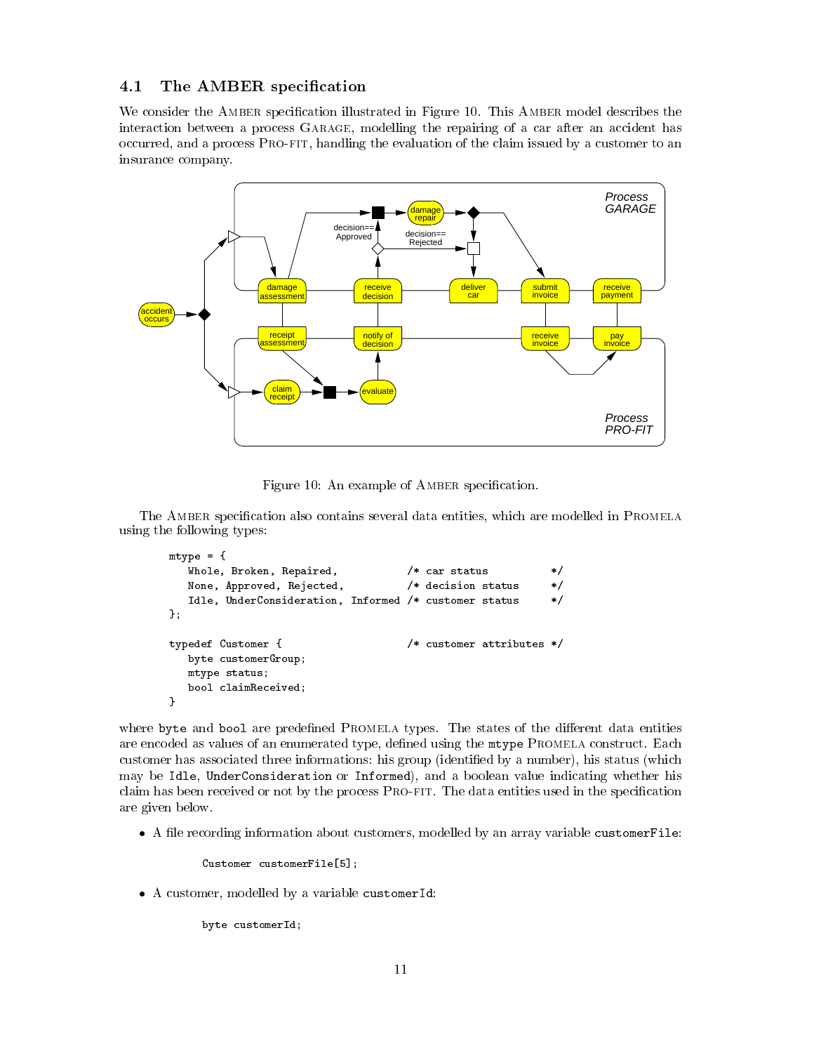### 4.1 The AMBER specification

We consider the AMBER specification illustrated in Figure 10. This AMBER model describes the interaction between a process GARAGE, modelling the repairing of a car after an accident has occurred, and a process PRO-FIT, handling the evaluation of the claim issued by a customer to an insurance company.

Figure 10: An example of AMBER specification.

The AMBER specification also contains several data entities, which are modelled in PROMELA using the following types:

```
mtype = {
   Whole, Broken, Repaired,           /* car status          */
   None, Approved, Rejected,          /* decision status     */
   Idle, UnderConsideration, Informed /* customer status     */
};

typedef Customer {                    /* customer attributes */
   byte customerGroup;
   mtype status;
   bool claimReceived;
}
```

where `byte` and `bool` are predefined PROMELA types. The states of the different data entities are encoded as values of an enumerated type, defined using the `mtype` PROMELA construct. Each customer has associated three informations: his group (identified by a number), his status (which may be `Idle`, `UnderConsideration` or `Informed`), and a boolean value indicating whether his claim has been received or not by the process PRO-FIT. The data entities used in the specification are given below.

- A file recording information about customers, modelled by an array variable `customerFile`:

  ```
  Customer customerFile[5];
  ```

- A customer, modelled by a variable `customerId`:

  ```
  byte customerId;
  ```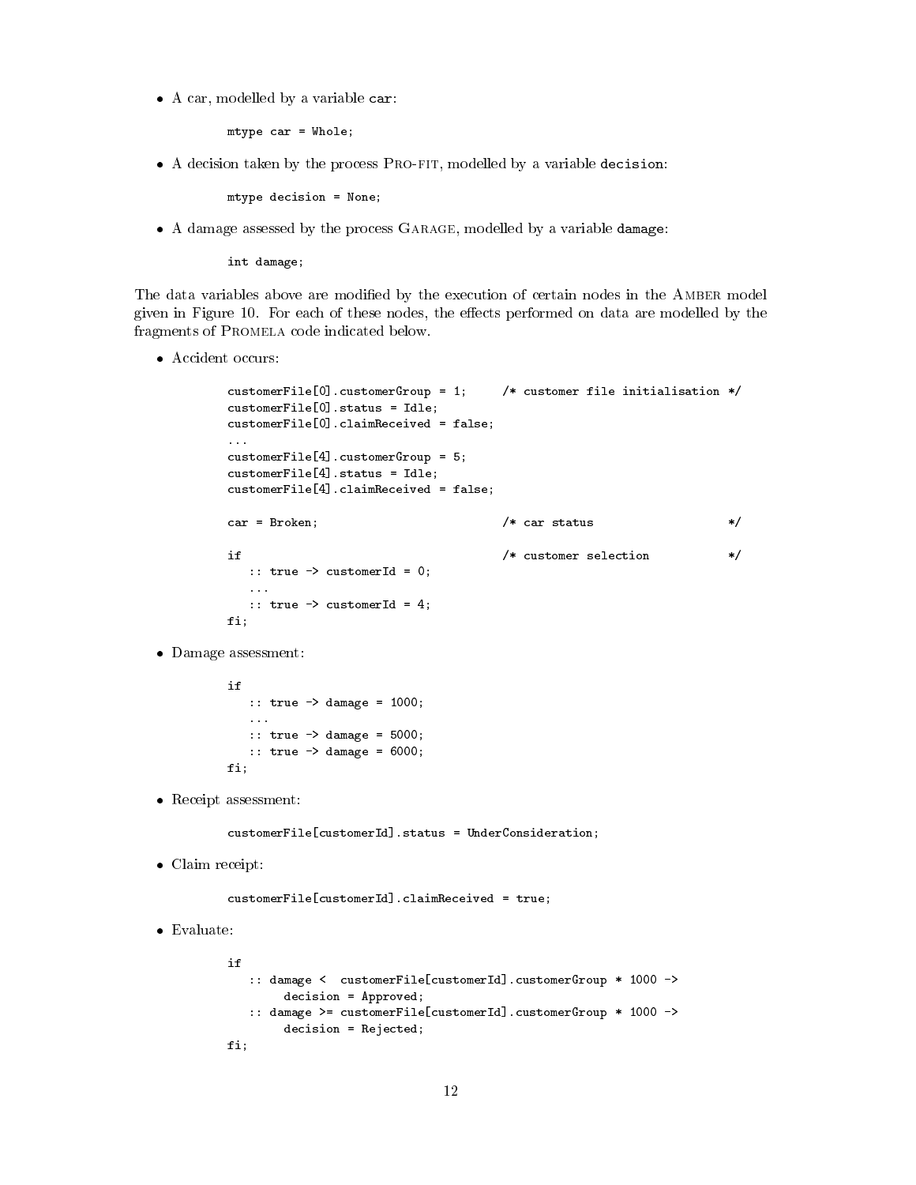- A car, modelled by a variable `car`:

```
mtype car = Whole;
```

- A decision taken by the process Pro-fit, modelled by a variable `decision`:

```
mtype decision = None;
```

- A damage assessed by the process Garage, modelled by a variable `damage`:

```
int damage;
```

The data variables above are modified by the execution of certain nodes in the Amber model given in Figure 10. For each of these nodes, the effects performed on data are modelled by the fragments of Promela code indicated below.

- Accident occurs:

```
customerFile[0].customerGroup = 1;     /* customer file initialisation */
customerFile[0].status = Idle;
customerFile[0].claimReceived = false;
...
customerFile[4].customerGroup = 5;
customerFile[4].status = Idle;
customerFile[4].claimReceived = false;

car = Broken;                          /* car status                   */

if                                     /* customer selection           */
   :: true -> customerId = 0;
   ...
   :: true -> customerId = 4;
fi;
```

- Damage assessment:

```
if
   :: true -> damage = 1000;
   ...
   :: true -> damage = 5000;
   :: true -> damage = 6000;
fi;
```

- Receipt assessment:

```
customerFile[customerId].status = UnderConsideration;
```

- Claim receipt:

```
customerFile[customerId].claimReceived = true;
```

- Evaluate:

```
if
   :: damage <  customerFile[customerId].customerGroup * 1000 ->
        decision = Approved;
   :: damage >= customerFile[customerId].customerGroup * 1000 ->
        decision = Rejected;
fi;
```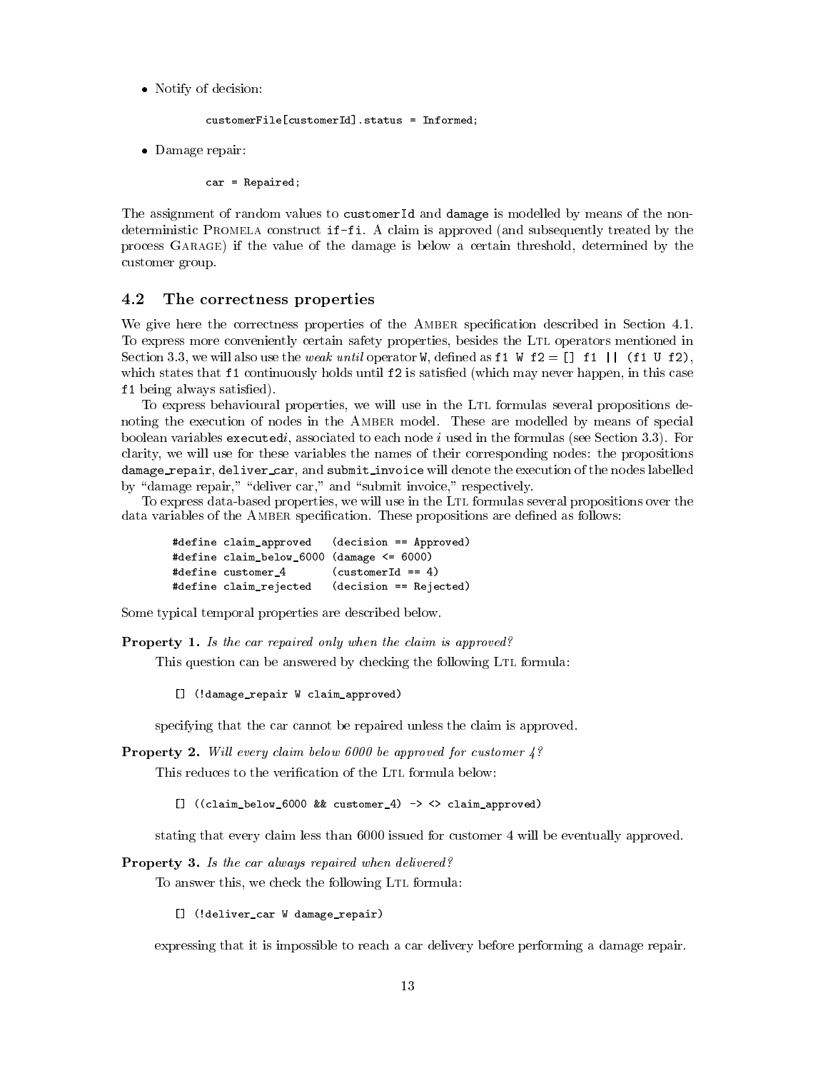- Notify of decision:

```
customerFile[customerId].status = Informed;
```

- Damage repair:

```
car = Repaired;
```

The assignment of random values to `customerId` and `damage` is modelled by means of the non-deterministic Promela construct `if-fi`. A claim is approved (and subsequently treated by the process Garage) if the value of the damage is below a certain threshold, determined by the customer group.

## 4.2 The correctness properties

We give here the correctness properties of the Amber specification described in Section 4.1. To express more conveniently certain safety properties, besides the Ltl operators mentioned in Section 3.3, we will also use the *weak until* operator `W`, defined as `f1 W f2` = `[] f1 || (f1 U f2)`, which states that `f1` continuously holds until `f2` is satisfied (which may never happen, in this case `f1` being always satisfied).

To express behavioural properties, we will use in the Ltl formulas several propositions denoting the execution of nodes in the Amber model. These are modelled by means of special boolean variables `executed`*i*, associated to each node *i* used in the formulas (see Section 3.3). For clarity, we will use for these variables the names of their corresponding nodes: the propositions `damage_repair`, `deliver_car`, and `submit_invoice` will denote the execution of the nodes labelled by "damage repair," "deliver car," and "submit invoice," respectively.

To express data-based properties, we will use in the Ltl formulas several propositions over the data variables of the Amber specification. These propositions are defined as follows:

```
#define claim_approved   (decision == Approved)
#define claim_below_6000 (damage <= 6000)
#define customer_4       (customerId == 4)
#define claim_rejected   (decision == Rejected)
```

Some typical temporal properties are described below.

**Property 1.** *Is the car repaired only when the claim is approved?*

This question can be answered by checking the following Ltl formula:

```
[] (!damage_repair W claim_approved)
```

specifying that the car cannot be repaired unless the claim is approved.

**Property 2.** *Will every claim below 6000 be approved for customer 4?*

This reduces to the verification of the Ltl formula below:

```
[] ((claim_below_6000 && customer_4) -> <> claim_approved)
```

stating that every claim less than 6000 issued for customer 4 will be eventually approved.

**Property 3.** *Is the car always repaired when delivered?*

To answer this, we check the following Ltl formula:

```
[] (!deliver_car W damage_repair)
```

expressing that it is impossible to reach a car delivery before performing a damage repair.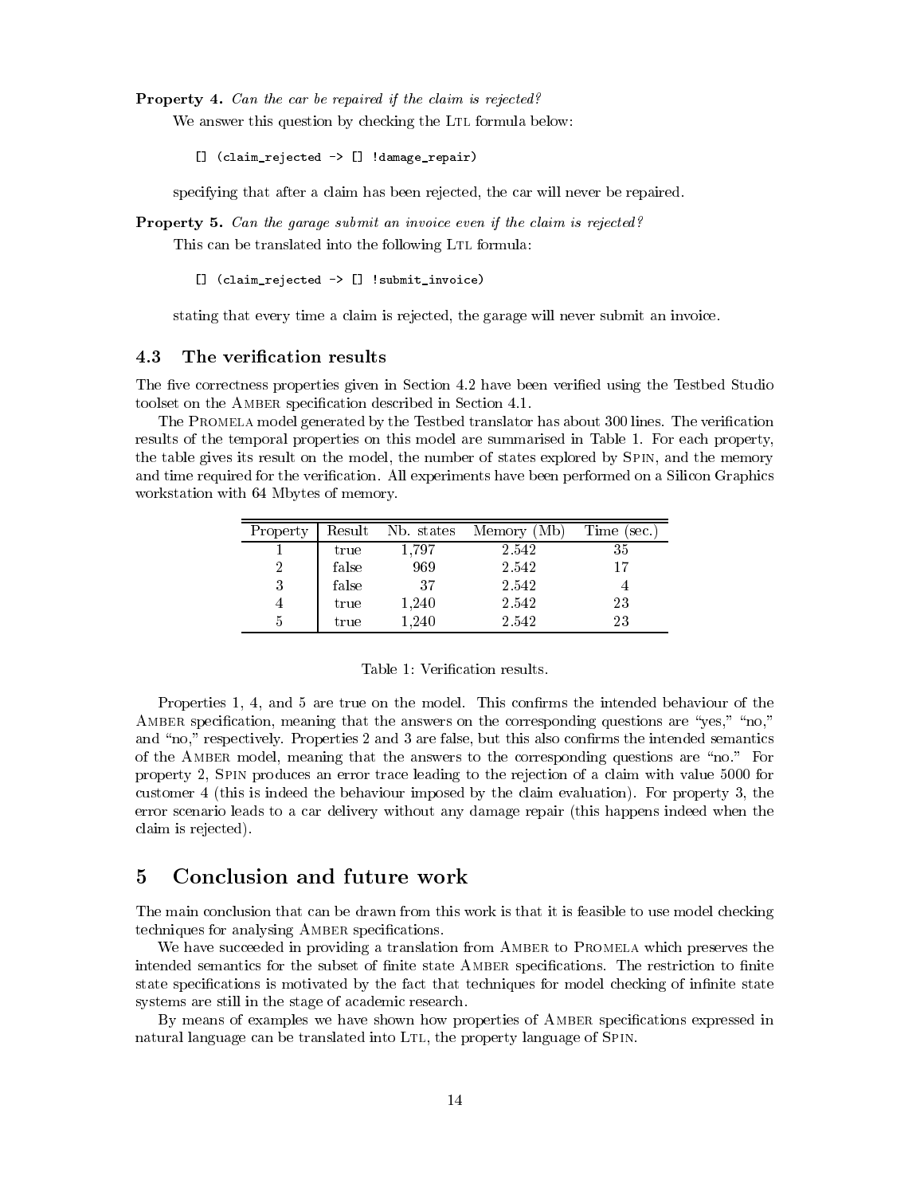**Property 4.** *Can the car be repaired if the claim is rejected?*

We answer this question by checking the LTL formula below:

```
[] (claim_rejected -> [] !damage_repair)
```

specifying that after a claim has been rejected, the car will never be repaired.

**Property 5.** *Can the garage submit an invoice even if the claim is rejected?*

This can be translated into the following LTL formula:

```
[] (claim_rejected -> [] !submit_invoice)
```

stating that every time a claim is rejected, the garage will never submit an invoice.

### 4.3 The verification results

The five correctness properties given in Section 4.2 have been verified using the Testbed Studio toolset on the AMBER specification described in Section 4.1.

The PROMELA model generated by the Testbed translator has about 300 lines. The verification results of the temporal properties on this model are summarised in Table 1. For each property, the table gives its result on the model, the number of states explored by SPIN, and the memory and time required for the verification. All experiments have been performed on a Silicon Graphics workstation with 64 Mbytes of memory.

| Property | Result | Nb. states | Memory (Mb) | Time (sec.) |
|---|---|---|---|---|
| 1 | true | 1,797 | 2.542 | 35 |
| 2 | false | 969 | 2.542 | 17 |
| 3 | false | 37 | 2.542 | 4 |
| 4 | true | 1,240 | 2.542 | 23 |
| 5 | true | 1,240 | 2.542 | 23 |

Table 1: Verification results.

Properties 1, 4, and 5 are true on the model. This confirms the intended behaviour of the AMBER specification, meaning that the answers on the corresponding questions are "yes," "no," and "no," respectively. Properties 2 and 3 are false, but this also confirms the intended semantics of the AMBER model, meaning that the answers to the corresponding questions are "no." For property 2, SPIN produces an error trace leading to the rejection of a claim with value 5000 for customer 4 (this is indeed the behaviour imposed by the claim evaluation). For property 3, the error scenario leads to a car delivery without any damage repair (this happens indeed when the claim is rejected).

## 5 Conclusion and future work

The main conclusion that can be drawn from this work is that it is feasible to use model checking techniques for analysing AMBER specifications.

We have succeeded in providing a translation from AMBER to PROMELA which preserves the intended semantics for the subset of finite state AMBER specifications. The restriction to finite state specifications is motivated by the fact that techniques for model checking of infinite state systems are still in the stage of academic research.

By means of examples we have shown how properties of AMBER specifications expressed in natural language can be translated into LTL, the property language of SPIN.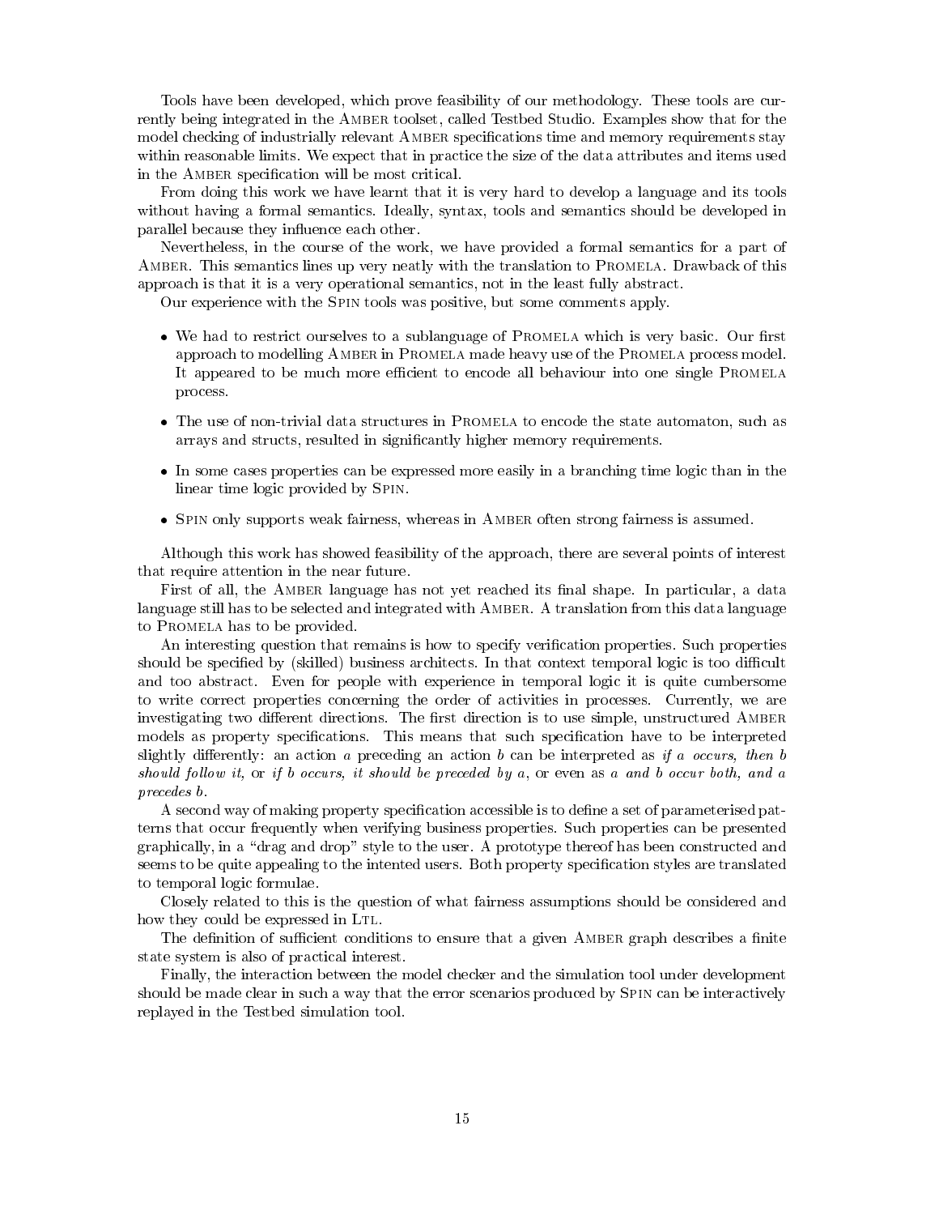Tools have been developed, which prove feasibility of our methodology. These tools are currently being integrated in the Amber toolset, called Testbed Studio. Examples show that for the model checking of industrially relevant Amber specifications time and memory requirements stay within reasonable limits. We expect that in practice the size of the data attributes and items used in the Amber specification will be most critical.

From doing this work we have learnt that it is very hard to develop a language and its tools without having a formal semantics. Ideally, syntax, tools and semantics should be developed in parallel because they influence each other.

Nevertheless, in the course of the work, we have provided a formal semantics for a part of Amber. This semantics lines up very neatly with the translation to Promela. Drawback of this approach is that it is a very operational semantics, not in the least fully abstract.

Our experience with the Spin tools was positive, but some comments apply.

- We had to restrict ourselves to a sublanguage of Promela which is very basic. Our first approach to modelling Amber in Promela made heavy use of the Promela process model. It appeared to be much more efficient to encode all behaviour into one single Promela process.
- The use of non-trivial data structures in Promela to encode the state automaton, such as arrays and structs, resulted in significantly higher memory requirements.
- In some cases properties can be expressed more easily in a branching time logic than in the linear time logic provided by Spin.
- Spin only supports weak fairness, whereas in Amber often strong fairness is assumed.

Although this work has showed feasibility of the approach, there are several points of interest that require attention in the near future.

First of all, the Amber language has not yet reached its final shape. In particular, a data language still has to be selected and integrated with Amber. A translation from this data language to Promela has to be provided.

An interesting question that remains is how to specify verification properties. Such properties should be specified by (skilled) business architects. In that context temporal logic is too difficult and too abstract. Even for people with experience in temporal logic it is quite cumbersome to write correct properties concerning the order of activities in processes. Currently, we are investigating two different directions. The first direction is to use simple, unstructured Amber models as property specifications. This means that such specification have to be interpreted slightly differently: an action $a$ preceding an action $b$ can be interpreted as *if a occurs, then b should follow it,* or *if b occurs, it should be preceded by a*, or even as *a and b occur both, and a precedes b*.

A second way of making property specification accessible is to define a set of parameterised patterns that occur frequently when verifying business properties. Such properties can be presented graphically, in a "drag and drop" style to the user. A prototype thereof has been constructed and seems to be quite appealing to the intented users. Both property specification styles are translated to temporal logic formulae.

Closely related to this is the question of what fairness assumptions should be considered and how they could be expressed in Ltl.

The definition of sufficient conditions to ensure that a given Amber graph describes a finite state system is also of practical interest.

Finally, the interaction between the model checker and the simulation tool under development should be made clear in such a way that the error scenarios produced by Spin can be interactively replayed in the Testbed simulation tool.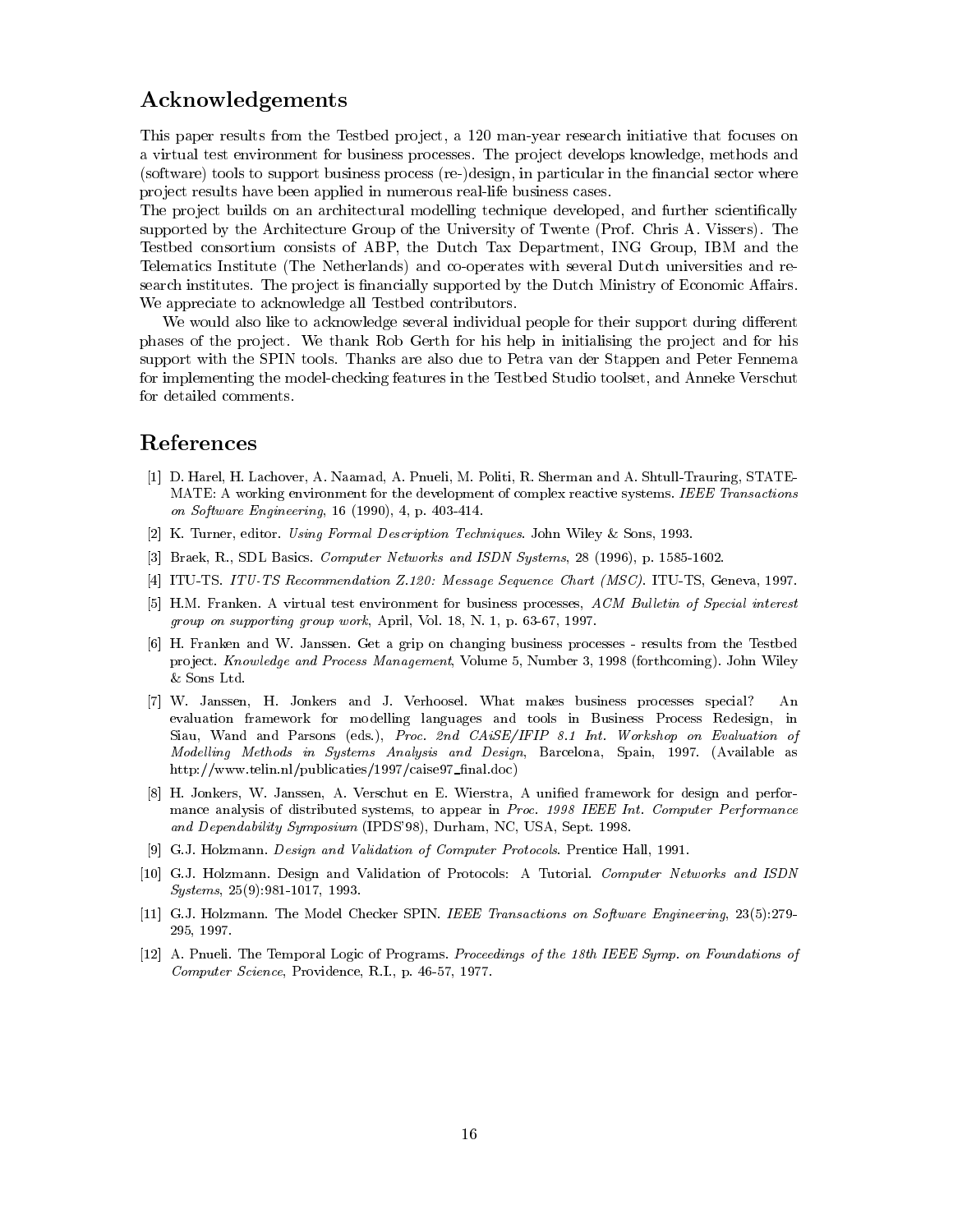## Acknowledgements

This paper results from the Testbed project, a 120 man-year research initiative that focuses on a virtual test environment for business processes. The project develops knowledge, methods and (software) tools to support business process (re-)design, in particular in the financial sector where project results have been applied in numerous real-life business cases.
The project builds on an architectural modelling technique developed, and further scientifically supported by the Architecture Group of the University of Twente (Prof. Chris A. Vissers). The Testbed consortium consists of ABP, the Dutch Tax Department, ING Group, IBM and the Telematics Institute (The Netherlands) and co-operates with several Dutch universities and research institutes. The project is financially supported by the Dutch Ministry of Economic Affairs. We appreciate to acknowledge all Testbed contributors.

We would also like to acknowledge several individual people for their support during different phases of the project. We thank Rob Gerth for his help in initialising the project and for his support with the SPIN tools. Thanks are also due to Petra van der Stappen and Peter Fennema for implementing the model-checking features in the Testbed Studio toolset, and Anneke Verschut for detailed comments.

## References

[1] D. Harel, H. Lachover, A. Naamad, A. Pnueli, M. Politi, R. Sherman and A. Shtull-Trauring, STATEMATE: A working environment for the development of complex reactive systems. *IEEE Transactions on Software Engineering*, 16 (1990), 4, p. 403-414.

[2] K. Turner, editor. *Using Formal Description Techniques*. John Wiley & Sons, 1993.

[3] Braek, R., SDL Basics. *Computer Networks and ISDN Systems*, 28 (1996), p. 1585-1602.

[4] ITU-TS. *ITU-TS Recommendation Z.120: Message Sequence Chart (MSC)*. ITU-TS, Geneva, 1997.

[5] H.M. Franken. A virtual test environment for business processes, *ACM Bulletin of Special interest group on supporting group work*, April, Vol. 18, N. 1, p. 63-67, 1997.

[6] H. Franken and W. Janssen. Get a grip on changing business processes - results from the Testbed project. *Knowledge and Process Management*, Volume 5, Number 3, 1998 (forthcoming). John Wiley & Sons Ltd.

[7] W. Janssen, H. Jonkers and J. Verhoosel. What makes business processes special? An evaluation framework for modelling languages and tools in Business Process Redesign, in Siau, Wand and Parsons (eds.), *Proc. 2nd CAiSE/IFIP 8.1 Int. Workshop on Evaluation of Modelling Methods in Systems Analysis and Design*, Barcelona, Spain, 1997. (Available as http://www.telin.nl/publicaties/1997/caise97_final.doc)

[8] H. Jonkers, W. Janssen, A. Verschut en E. Wierstra, A unified framework for design and performance analysis of distributed systems, to appear in *Proc. 1998 IEEE Int. Computer Performance and Dependability Symposium* (IPDS'98), Durham, NC, USA, Sept. 1998.

[9] G.J. Holzmann. *Design and Validation of Computer Protocols*. Prentice Hall, 1991.

[10] G.J. Holzmann. Design and Validation of Protocols: A Tutorial. *Computer Networks and ISDN Systems*, 25(9):981-1017, 1993.

[11] G.J. Holzmann. The Model Checker SPIN. *IEEE Transactions on Software Engineering*, 23(5):279-295, 1997.

[12] A. Pnueli. The Temporal Logic of Programs. *Proceedings of the 18th IEEE Symp. on Foundations of Computer Science*, Providence, R.I., p. 46-57, 1977.